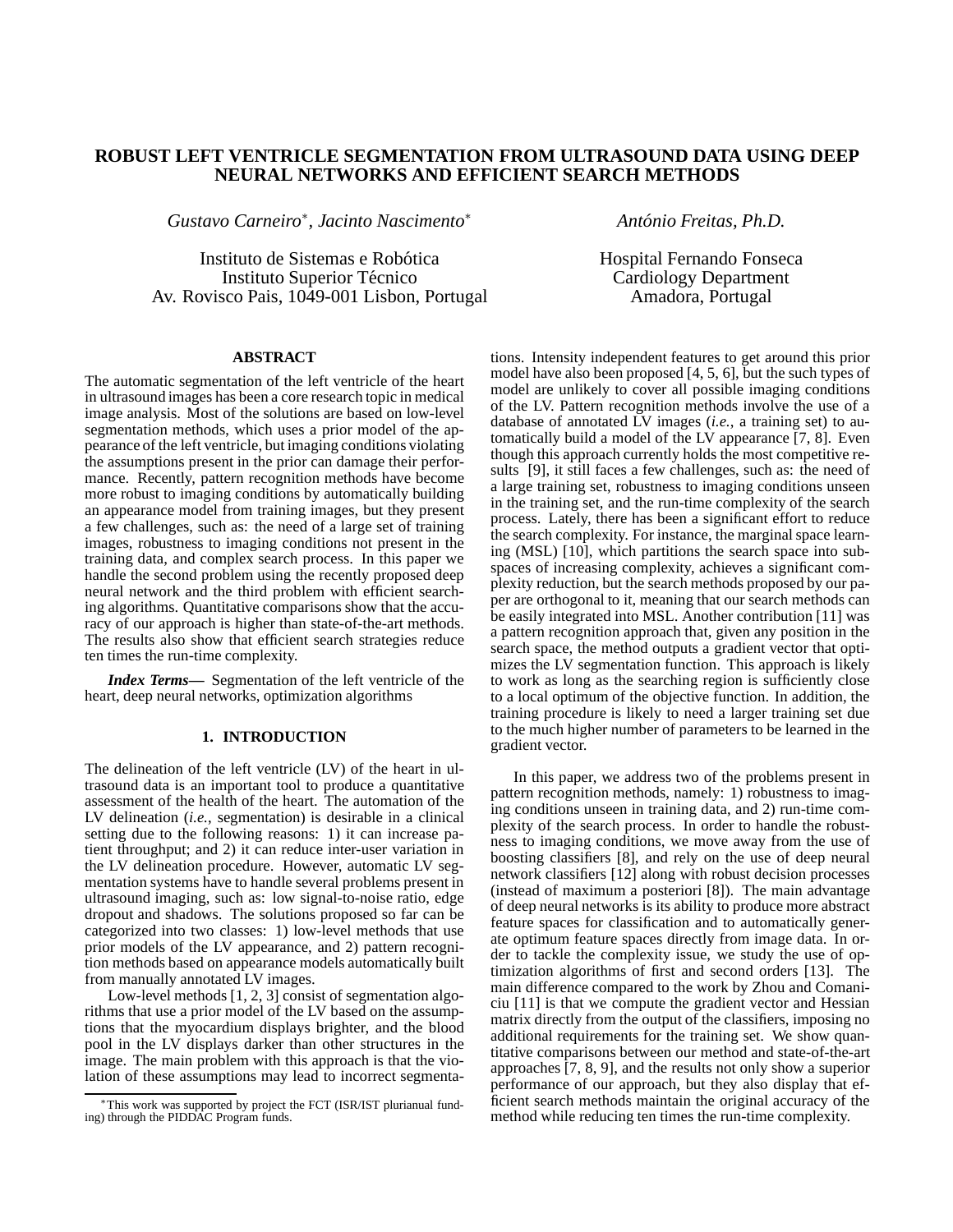# ROBUST LEFT VENTRICLE SEGMENTATION FROM ULTRASOUND DATA USING DEEP NEURAL NETWORKS AND EFFICIENT SEARCH METHODS

*Gustavo Carneiro*[*], *Jacinto Nascimento*[*]

Instituto de Sistemas e Robótica
Instituto Superior Técnico
Av. Rovisco Pais, 1049-001 Lisbon, Portugal

*António Freitas, Ph.D.*

Hospital Fernando Fonseca
Cardiology Department
Amadora, Portugal

## ABSTRACT

The automatic segmentation of the left ventricle of the heart in ultrasound images has been a core research topic in medical image analysis. Most of the solutions are based on low-level segmentation methods, which uses a prior model of the appearance of the left ventricle, but imaging conditions violating the assumptions present in the prior can damage their performance. Recently, pattern recognition methods have become more robust to imaging conditions by automatically building an appearance model from training images, but they present a few challenges, such as: the need of a large set of training images, robustness to imaging conditions not present in the training data, and complex search process. In this paper we handle the second problem using the recently proposed deep neural network and the third problem with efficient searching algorithms. Quantitative comparisons show that the accuracy of our approach is higher than state-of-the-art methods. The results also show that efficient search strategies reduce ten times the run-time complexity.

***Index Terms***— Segmentation of the left ventricle of the heart, deep neural networks, optimization algorithms

## 1. INTRODUCTION

The delineation of the left ventricle (LV) of the heart in ultrasound data is an important tool to produce a quantitative assessment of the health of the heart. The automation of the LV delineation (*i.e.*, segmentation) is desirable in a clinical setting due to the following reasons: 1) it can increase patient throughput; and 2) it can reduce inter-user variation in the LV delineation procedure. However, automatic LV segmentation systems have to handle several problems present in ultrasound imaging, such as: low signal-to-noise ratio, edge dropout and shadows. The solutions proposed so far can be categorized into two classes: 1) low-level methods that use prior models of the LV appearance, and 2) pattern recognition methods based on appearance models automatically built from manually annotated LV images.

Low-level methods [1, 2, 3] consist of segmentation algorithms that use a prior model of the LV based on the assumptions that the myocardium displays brighter, and the blood pool in the LV displays darker than other structures in the image. The main problem with this approach is that the violation of these assumptions may lead to incorrect segmentations. Intensity independent features to get around this prior model have also been proposed [4, 5, 6], but the such types of model are unlikely to cover all possible imaging conditions of the LV. Pattern recognition methods involve the use of a database of annotated LV images (*i.e.*, a training set) to automatically build a model of the LV appearance [7, 8]. Even though this approach currently holds the most competitive results [9], it still faces a few challenges, such as: the need of a large training set, robustness to imaging conditions unseen in the training set, and the run-time complexity of the search process. Lately, there has been a significant effort to reduce the search complexity. For instance, the marginal space learning (MSL) [10], which partitions the search space into subspaces of increasing complexity, achieves a significant complexity reduction, but the search methods proposed by our paper are orthogonal to it, meaning that our search methods can be easily integrated into MSL. Another contribution [11] was a pattern recognition approach that, given any position in the search space, the method outputs a gradient vector that optimizes the LV segmentation function. This approach is likely to work as long as the searching region is sufficiently close to a local optimum of the objective function. In addition, the training procedure is likely to need a larger training set due to the much higher number of parameters to be learned in the gradient vector.

In this paper, we address two of the problems present in pattern recognition methods, namely: 1) robustness to imaging conditions unseen in training data, and 2) run-time complexity of the search process. In order to handle the robustness to imaging conditions, we move away from the use of boosting classifiers [8], and rely on the use of deep neural network classifiers [12] along with robust decision processes (instead of maximum a posteriori [8]). The main advantage of deep neural networks is its ability to produce more abstract feature spaces for classification and to automatically generate optimum feature spaces directly from image data. In order to tackle the complexity issue, we study the use of optimization algorithms of first and second orders [13]. The main difference compared to the work by Zhou and Comaniciu [11] is that we compute the gradient vector and Hessian matrix directly from the output of the classifiers, imposing no additional requirements for the training set. We show quantitative comparisons between our method and state-of-the-art approaches [7, 8, 9], and the results not only show a superior performance of our approach, but they also display that efficient search methods maintain the original accuracy of the method while reducing ten times the run-time complexity.

[*]This work was supported by project the FCT (ISR/IST plurianual funding) through the PIDDAC Program funds.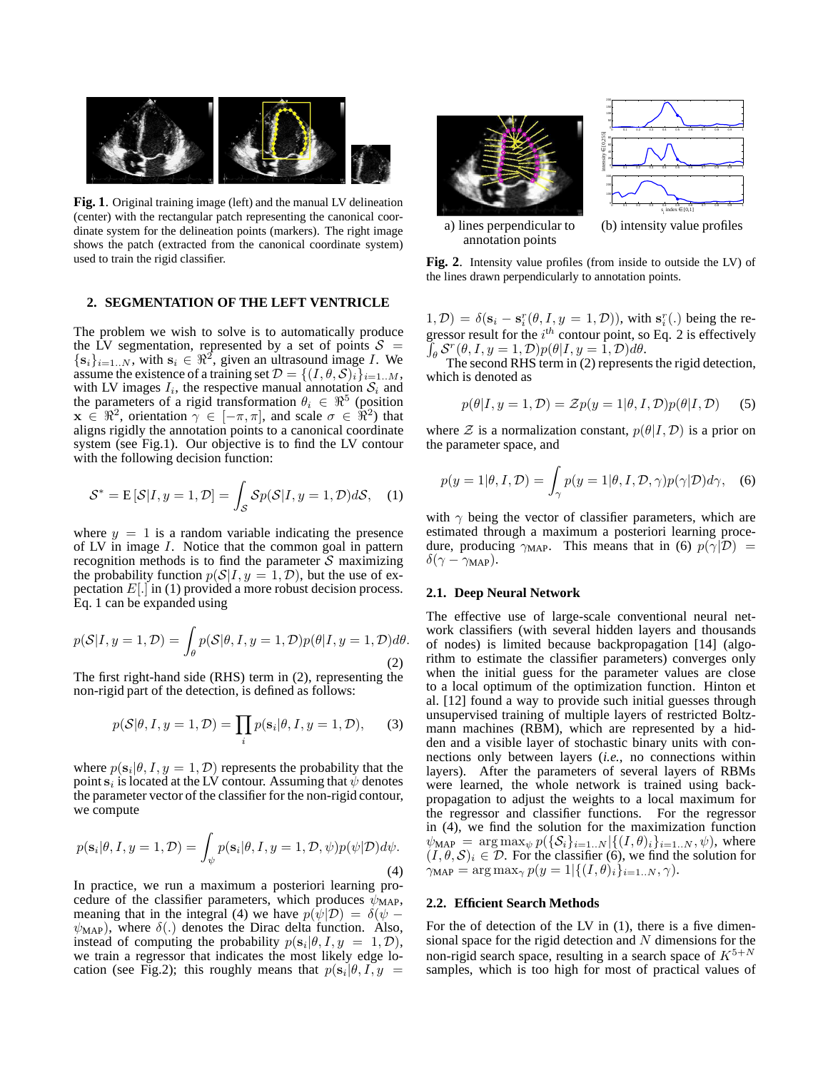**Fig. 1**. Original training image (left) and the manual LV delineation (center) with the rectangular patch representing the canonical coordinate system for the delineation points (markers). The right image shows the patch (extracted from the canonical coordinate system) used to train the rigid classifier.

## 2. SEGMENTATION OF THE LEFT VENTRICLE

The problem we wish to solve is to automatically produce the LV segmentation, represented by a set of points $\mathcal{S} = \{\mathbf{s}_i\}_{i=1..N}$, with $\mathbf{s}_i \in \Re^2$, given an ultrasound image $I$. We assume the existence of a training set $\mathcal{D} = \{(I, \theta, \mathcal{S})_i\}_{i=1..M}$, with LV images $I_i$, the respective manual annotation $\mathcal{S}_i$ and the parameters of a rigid transformation $\theta_i \in \Re^5$ (position $\mathbf{x} \in \Re^2$, orientation $\gamma \in [-\pi, \pi]$, and scale $\sigma \in \Re^2$) that aligns rigidly the annotation points to a canonical coordinate system (see Fig.1). Our objective is to find the LV contour with the following decision function:

$$\mathcal{S}^* = \mathrm{E}\left[\mathcal{S}|I, y=1, \mathcal{D}\right] = \int_{\mathcal{S}} \mathcal{S} p(\mathcal{S}|I, y=1, \mathcal{D}) d\mathcal{S}, \quad (1)$$

where $y = 1$ is a random variable indicating the presence of LV in image $I$. Notice that the common goal in pattern recognition methods is to find the parameter $\mathcal{S}$ maximizing the probability function $p(\mathcal{S}|I, y = 1, \mathcal{D})$, but the use of expectation $E[.]$ in (1) provided a more robust decision process. Eq. 1 can be expanded using

$$p(\mathcal{S}|I, y=1, \mathcal{D}) = \int_{\theta} p(\mathcal{S}|\theta, I, y=1, \mathcal{D}) p(\theta|I, y=1, \mathcal{D}) d\theta. \quad (2)$$

The first right-hand side (RHS) term in (2), representing the non-rigid part of the detection, is defined as follows:

$$p(\mathcal{S}|\theta, I, y=1, \mathcal{D}) = \prod_i p(\mathbf{s}_i|\theta, I, y=1, \mathcal{D}), \quad (3)$$

where $p(\mathbf{s}_i|\theta, I, y = 1, \mathcal{D})$ represents the probability that the point $\mathbf{s}_i$ is located at the LV contour. Assuming that $\psi$ denotes the parameter vector of the classifier for the non-rigid contour, we compute

$$p(\mathbf{s}_i|\theta, I, y=1, \mathcal{D}) = \int_{\psi} p(\mathbf{s}_i|\theta, I, y=1, \mathcal{D}, \psi) p(\psi|\mathcal{D}) d\psi. \quad (4)$$

In practice, we run a maximum a posteriori learning procedure of the classifier parameters, which produces $\psi_{\text{MAP}}$, meaning that in the integral (4) we have $p(\psi|\mathcal{D}) = \delta(\psi - \psi_{\text{MAP}})$, where $\delta(.)$ denotes the Dirac delta function. Also, instead of computing the probability $p(\mathbf{s}_i|\theta, I, y = 1, \mathcal{D})$, we train a regressor that indicates the most likely edge location (see Fig.2); this roughly means that $p(\mathbf{s}_i|\theta, I, y = 1, \mathcal{D}) = \delta(\mathbf{s}_i - \mathbf{s}_i^r(\theta, I, y = 1, \mathcal{D}))$, with $\mathbf{s}_i^r(.)$ being the regressor result for the $i^{th}$ contour point, so Eq. 2 is effectively $\int_\theta \mathcal{S}^r(\theta, I, y = 1, \mathcal{D})p(\theta|I, y = 1, \mathcal{D})d\theta$.

a) lines perpendicular to annotation points

(b) intensity value profiles

**Fig. 2**. Intensity value profiles (from inside to outside the LV) of the lines drawn perpendicularly to annotation points.

The second RHS term in (2) represents the rigid detection, which is denoted as

$$p(\theta|I, y=1, \mathcal{D}) = \mathcal{Z} p(y=1|\theta, I, \mathcal{D}) p(\theta|I, \mathcal{D}) \quad (5)$$

where $\mathcal{Z}$ is a normalization constant, $p(\theta|I, \mathcal{D})$ is a prior on the parameter space, and

$$p(y=1|\theta, I, \mathcal{D}) = \int_{\gamma} p(y=1|\theta, I, \mathcal{D}, \gamma) p(\gamma|\mathcal{D}) d\gamma, \quad (6)$$

with $\gamma$ being the vector of classifier parameters, which are estimated through a maximum a posteriori learning procedure, producing $\gamma_{\text{MAP}}$. This means that in (6) $p(\gamma|\mathcal{D}) = \delta(\gamma - \gamma_{\text{MAP}})$.

### 2.1. Deep Neural Network

The effective use of large-scale conventional neural network classifiers (with several hidden layers and thousands of nodes) is limited because backpropagation [14] (algorithm to estimate the classifier parameters) converges only when the initial guess for the parameter values are close to a local optimum of the optimization function. Hinton et al. [12] found a way to provide such initial guesses through unsupervised training of multiple layers of restricted Boltzmann machines (RBM), which are represented by a hidden and a visible layer of stochastic binary units with connections only between layers (*i.e.*, no connections within layers). After the parameters of several layers of RBMs were learned, the whole network is trained using backpropagation to adjust the weights to a local maximum for the regressor and classifier functions. For the regressor in (4), we find the solution for the maximization function $\psi_{\text{MAP}} = \arg\max_\psi p(\{\mathcal{S}_i\}_{i=1..N}|\{(I, \theta)_i\}_{i=1..N}, \psi)$, where $(I, \theta, \mathcal{S})_i \in \mathcal{D}$. For the classifier (6), we find the solution for $\gamma_{\text{MAP}} = \arg\max_\gamma p(y = 1|\{(I, \theta)_i\}_{i=1..N}, \gamma)$.

### 2.2. Efficient Search Methods

For the of detection of the LV in (1), there is a five dimensional space for the rigid detection and $N$ dimensions for the non-rigid search space, resulting in a search space of $K^{5+N}$ samples, which is too high for most of practical values of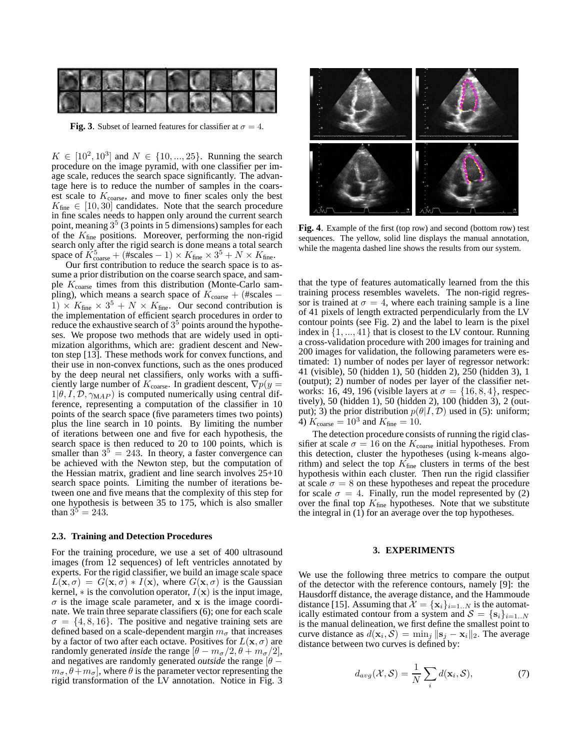**Fig. 3**. Subset of learned features for classifier at $\sigma = 4$.

$K \in [10^2, 10^3]$ and $N \in \{10, ..., 25\}$. Running the search procedure on the image pyramid, with one classifier per image scale, reduces the search space significantly. The advantage here is to reduce the number of samples in the coarsest scale to $K_{\text{coarse}}$, and move to finer scales only the best $K_{\text{fine}} \in [10, 30]$ candidates. Note that the search procedure in fine scales needs to happen only around the current search point, meaning $3^5$ (3 points in 5 dimensions) samples for each of the $K_{\text{fine}}$ positions. Moreover, performing the non-rigid search only after the rigid search is done means a total search space of $K_{\text{coarse}}^5 + (\#\text{scales} - 1) \times K_{\text{fine}} \times 3^5 + N \times K_{\text{fine}}$.

Our first contribution to reduce the search space is to assume a prior distribution on the coarse search space, and sample $K_{\text{coarse}}$ times from this distribution (Monte-Carlo sampling), which means a search space of $K_{\text{coarse}} + (\#\text{scales} - 1) \times K_{\text{fine}} \times 3^5 + N \times K_{\text{fine}}$. Our second contribution is the implementation of efficient search procedures in order to reduce the exhaustive search of $3^5$ points around the hypotheses. We propose two methods that are widely used in optimization algorithms, which are: gradient descent and Newton step [13]. These methods work for convex functions, and their use in non-convex functions, such as the ones produced by the deep neural net classifiers, only works with a sufficiently large number of $K_{\text{coarse}}$. In gradient descent, $\nabla p(y = 1|\theta, I, \mathcal{D}, \gamma_{MAP})$ is computed numerically using central difference, representing a computation of the classifier in 10 points of the search space (five parameters times two points) plus the line search in 10 points. By limiting the number of iterations between one and five for each hypothesis, the search space is then reduced to 20 to 100 points, which is smaller than $3^5 = 243$. In theory, a faster convergence can be achieved with the Newton step, but the computation of the Hessian matrix, gradient and line search involves 25+10 search space points. Limiting the number of iterations between one and five means that the complexity of this step for one hypothesis is between 35 to 175, which is also smaller than $3^5 = 243$.

### 2.3. Training and Detection Procedures

For the training procedure, we use a set of 400 ultrasound images (from 12 sequences) of left ventricles annotated by experts. For the rigid classifier, we build an image scale space $L(\mathbf{x}, \sigma) = G(\mathbf{x}, \sigma) * I(\mathbf{x})$, where $G(\mathbf{x}, \sigma)$ is the Gaussian kernel, $*$ is the convolution operator, $I(\mathbf{x})$ is the input image, $\sigma$ is the image scale parameter, and $\mathbf{x}$ is the image coordinate. We train three separate classifiers (6); one for each scale $\sigma = \{4, 8, 16\}$. The positive and negative training sets are defined based on a scale-dependent margin $m_\sigma$ that increases by a factor of two after each octave. Positives for $L(\mathbf{x}, \sigma)$ are randomly generated *inside* the range $[\theta - m_\sigma/2, \theta + m_\sigma/2]$, and negatives are randomly generated *outside* the range $[\theta - m_\sigma, \theta + m_\sigma]$, where $\theta$ is the parameter vector representing the rigid transformation of the LV annotation. Notice in Fig. 3 that the type of features automatically learned from the this training process resembles wavelets. The non-rigid regressor is trained at $\sigma = 4$, where each training sample is a line of 41 pixels of length extracted perpendicularly from the LV contour points (see Fig. 2) and the label to learn is the pixel index in $\{1, ..., 41\}$ that is closest to the LV contour. Running a cross-validation procedure with 200 images for training and 200 images for validation, the following parameters were estimated: 1) number of nodes per layer of regressor network: 41 (visible), 50 (hidden 1), 50 (hidden 2), 250 (hidden 3), 1 (output); 2) number of nodes per layer of the classifier networks: 16, 49, 196 (visible layers at $\sigma = \{16, 8, 4\}$, respectively), 50 (hidden 1), 50 (hidden 2), 100 (hidden 3), 2 (output); 3) the prior distribution $p(\theta|I, \mathcal{D})$ used in (5): uniform; 4) $K_{\text{coarse}} = 10^3$ and $K_{\text{fine}} = 10$.

**Fig. 4**. Example of the first (top row) and second (bottom row) test sequences. The yellow, solid line displays the manual annotation, while the magenta dashed line shows the results from our system.

The detection procedure consists of running the rigid classifier at scale $\sigma = 16$ on the $K_{\text{coarse}}$ initial hypotheses. From this detection, cluster the hypotheses (using k-means algorithm) and select the top $K_{\text{fine}}$ clusters in terms of the best hypothesis within each cluster. Then run the rigid classifier at scale $\sigma = 8$ on these hypotheses and repeat the procedure for scale $\sigma = 4$. Finally, run the model represented by (2) over the final top $K_{\text{fine}}$ hypotheses. Note that we substitute the integral in (1) for an average over the top hypotheses.

## 3. EXPERIMENTS

We use the following three metrics to compare the output of the detector with the reference contours, namely [9]: the Hausdorff distance, the average distance, and the Hammoude distance [15]. Assuming that $\mathcal{X} = \{\mathbf{x}_i\}_{i=1..N}$ is the automatically estimated contour from a system and $\mathcal{S} = \{\mathbf{s}_i\}_{i=1..N}$ is the manual delineation, we first define the smallest point to curve distance as $d(\mathbf{x}_i, \mathcal{S}) = \min_j \|\mathbf{s}_j - \mathbf{x}_i\|_2$. The average distance between two curves is defined by:

$$d_{avg}(\mathcal{X}, \mathcal{S}) = \frac{1}{N} \sum_i d(\mathbf{x}_i, \mathcal{S}), \tag{7}$$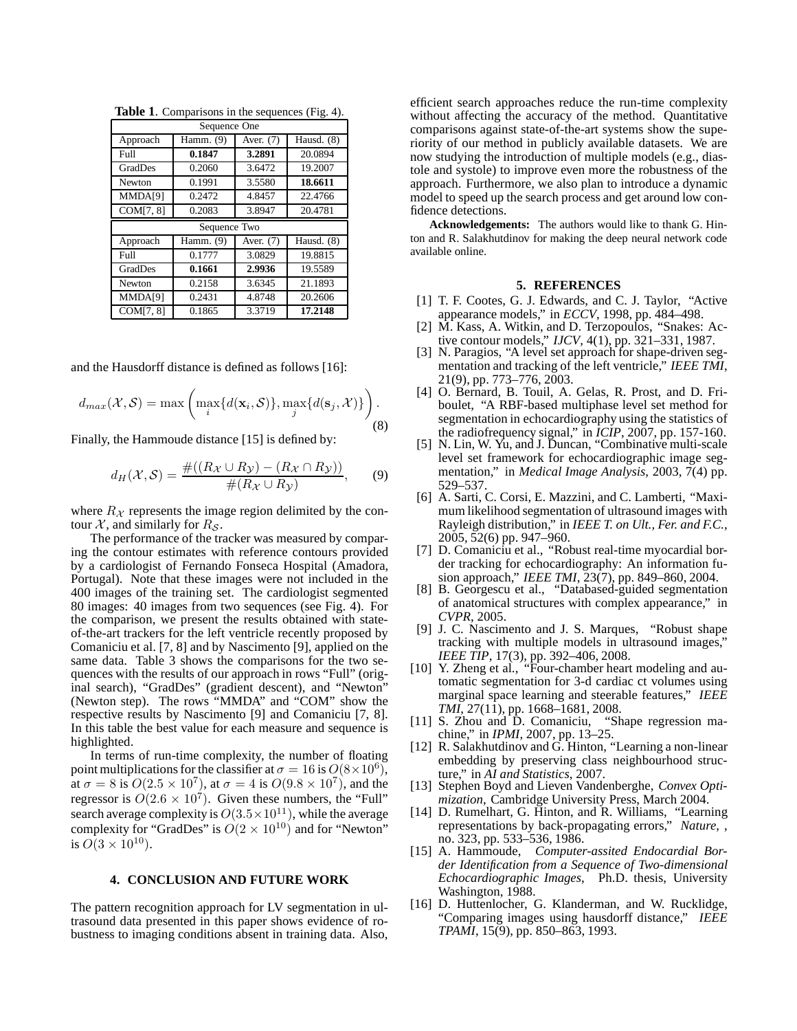**Table 1**. Comparisons in the sequences (Fig. 4).

| Sequence One | | | |
|---|---|---|---|
| Approach | Hamm. (9) | Aver. (7) | Hausd. (8) |
| Full | **0.1847** | **3.2891** | 20.0894 |
| GradDes | 0.2060 | 3.6472 | 19.2007 |
| Newton | 0.1991 | 3.5580 | **18.6611** |
| MMDA[9] | 0.2472 | 4.8457 | 22.4766 |
| COM[7, 8] | 0.2083 | 3.8947 | 20.4781 |
| Sequence Two | | | |
| Approach | Hamm. (9) | Aver. (7) | Hausd. (8) |
| Full | 0.1777 | 3.0829 | 19.8815 |
| GradDes | **0.1661** | **2.9936** | 19.5589 |
| Newton | 0.2158 | 3.6345 | 21.1893 |
| MMDA[9] | 0.2431 | 4.8748 | 20.2606 |
| COM[7, 8] | 0.1865 | 3.3719 | **17.2148** |

and the Hausdorff distance is defined as follows [16]:

$$d_{max}(\mathcal{X}, \mathcal{S}) = \max \left( \max_i \{d(\mathbf{x}_i, \mathcal{S})\}, \max_j \{d(\mathbf{s}_j, \mathcal{X})\} \right). \tag{8}$$

Finally, the Hammoude distance [15] is defined by:

$$d_H(\mathcal{X}, \mathcal{S}) = \frac{\#((R_{\mathcal{X}} \cup R_{\mathcal{Y}}) - (R_{\mathcal{X}} \cap R_{\mathcal{Y}}))}{\#(R_{\mathcal{X}} \cup R_{\mathcal{Y}})}, \tag{9}$$

where $R_{\mathcal{X}}$ represents the image region delimited by the contour $\mathcal{X}$, and similarly for $R_{\mathcal{S}}$.

The performance of the tracker was measured by comparing the contour estimates with reference contours provided by a cardiologist of Fernando Fonseca Hospital (Amadora, Portugal). Note that these images were not included in the 400 images of the training set. The cardiologist segmented 80 images: 40 images from two sequences (see Fig. 4). For the comparison, we present the results obtained with state-of-the-art trackers for the left ventricle recently proposed by Comaniciu et al. [7, 8] and by Nascimento [9], applied on the same data. Table 3 shows the comparisons for the two sequences with the results of our approach in rows "Full" (original search), "GradDes" (gradient descent), and "Newton" (Newton step). The rows "MMDA" and "COM" show the respective results by Nascimento [9] and Comaniciu [7, 8]. In this table the best value for each measure and sequence is highlighted.

In terms of run-time complexity, the number of floating point multiplications for the classifier at $\sigma = 16$ is $O(8 \times 10^6)$, at $\sigma = 8$ is $O(2.5 \times 10^7)$, at $\sigma = 4$ is $O(9.8 \times 10^7)$, and the regressor is $O(2.6 \times 10^7)$. Given these numbers, the "Full" search average complexity is $O(3.5 \times 10^{11})$, while the average complexity for "GradDes" is $O(2 \times 10^{10})$ and for "Newton" is $O(3 \times 10^{10})$.

## 4. CONCLUSION AND FUTURE WORK

The pattern recognition approach for LV segmentation in ultrasound data presented in this paper shows evidence of robustness to imaging conditions absent in training data. Also, efficient search approaches reduce the run-time complexity without affecting the accuracy of the method. Quantitative comparisons against state-of-the-art systems show the superiority of our method in publicly available datasets. We are now studying the introduction of multiple models (e.g., diastole and systole) to improve even more the robustness of the approach. Furthermore, we also plan to introduce a dynamic model to speed up the search process and get around low confidence detections.

**Acknowledgements:** The authors would like to thank G. Hinton and R. Salakhutdinov for making the deep neural network code available online.

## 5. REFERENCES

[1] T. F. Cootes, G. J. Edwards, and C. J. Taylor, "Active appearance models," in *ECCV*, 1998, pp. 484–498.

[2] M. Kass, A. Witkin, and D. Terzopoulos, "Snakes: Active contour models," *IJCV*, 4(1), pp. 321–331, 1987.

[3] N. Paragios, "A level set approach for shape-driven segmentation and tracking of the left ventricle," *IEEE TMI*, 21(9), pp. 773–776, 2003.

[4] O. Bernard, B. Touil, A. Gelas, R. Prost, and D. Friboulet, "A RBF-based multiphase level set method for segmentation in echocardiography using the statistics of the radiofrequency signal," in *ICIP*, 2007, pp. 157-160.

[5] N. Lin, W. Yu, and J. Duncan, "Combinative multi-scale level set framework for echocardiographic image segmentation," in *Medical Image Analysis*, 2003, 7(4) pp. 529–537.

[6] A. Sarti, C. Corsi, E. Mazzini, and C. Lamberti, "Maximum likelihood segmentation of ultrasound images with Rayleigh distribution," in *IEEE T. on Ult., Fer. and F.C.*, 2005, 52(6) pp. 947–960.

[7] D. Comaniciu et al., "Robust real-time myocardial border tracking for echocardiography: An information fusion approach," *IEEE TMI*, 23(7), pp. 849–860, 2004.

[8] B. Georgescu et al., "Databased-guided segmentation of anatomical structures with complex appearance," in *CVPR*, 2005.

[9] J. C. Nascimento and J. S. Marques, "Robust shape tracking with multiple models in ultrasound images," *IEEE TIP*, 17(3), pp. 392–406, 2008.

[10] Y. Zheng et al., "Four-chamber heart modeling and automatic segmentation for 3-d cardiac ct volumes using marginal space learning and steerable features," *IEEE TMI*, 27(11), pp. 1668–1681, 2008.

[11] S. Zhou and D. Comaniciu, "Shape regression machine," in *IPMI*, 2007, pp. 13–25.

[12] R. Salakhutdinov and G. Hinton, "Learning a non-linear embedding by preserving class neighbourhood structure," in *AI and Statistics*, 2007.

[13] Stephen Boyd and Lieven Vandenberghe, *Convex Optimization*, Cambridge University Press, March 2004.

[14] D. Rumelhart, G. Hinton, and R. Williams, "Learning representations by back-propagating errors," *Nature*, , no. 323, pp. 533–536, 1986.

[15] A. Hammoude, *Computer-assited Endocardial Border Identification from a Sequence of Two-dimensional Echocardiographic Images*, Ph.D. thesis, University Washington, 1988.

[16] D. Huttenlocher, G. Klanderman, and W. Rucklidge, "Comparing images using hausdorff distance," *IEEE TPAMI*, 15(9), pp. 850–863, 1993.